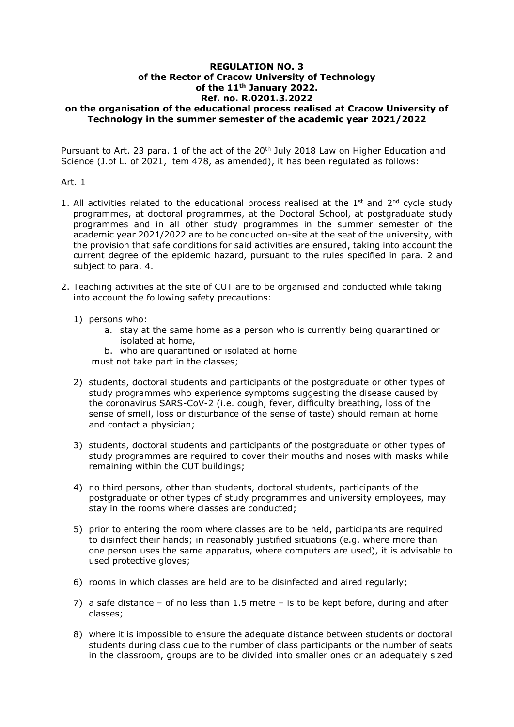**REGULATION NO. 3**
**of the Rector of Cracow University of Technology**
**of the 11th January 2022.**
**Ref. no. R.0201.3.2022**
**on the organisation of the educational process realised at Cracow University of Technology in the summer semester of the academic year 2021/2022**

Pursuant to Art. 23 para. 1 of the act of the 20th July 2018 Law on Higher Education and Science (J.of L. of 2021, item 478, as amended), it has been regulated as follows:

Art. 1

1. All activities related to the educational process realised at the 1st and 2nd cycle study programmes, at doctoral programmes, at the Doctoral School, at postgraduate study programmes and in all other study programmes in the summer semester of the academic year 2021/2022 are to be conducted on-site at the seat of the university, with the provision that safe conditions for said activities are ensured, taking into account the current degree of the epidemic hazard, pursuant to the rules specified in para. 2 and subject to para. 4.

2. Teaching activities at the site of CUT are to be organised and conducted while taking into account the following safety precautions:

   1) persons who:
      a. stay at the same home as a person who is currently being quarantined or isolated at home,
      b. who are quarantined or isolated at home

      must not take part in the classes;

   2) students, doctoral students and participants of the postgraduate or other types of study programmes who experience symptoms suggesting the disease caused by the coronavirus SARS-CoV-2 (i.e. cough, fever, difficulty breathing, loss of the sense of smell, loss or disturbance of the sense of taste) should remain at home and contact a physician;

   3) students, doctoral students and participants of the postgraduate or other types of study programmes are required to cover their mouths and noses with masks while remaining within the CUT buildings;

   4) no third persons, other than students, doctoral students, participants of the postgraduate or other types of study programmes and university employees, may stay in the rooms where classes are conducted;

   5) prior to entering the room where classes are to be held, participants are required to disinfect their hands; in reasonably justified situations (e.g. where more than one person uses the same apparatus, where computers are used), it is advisable to used protective gloves;

   6) rooms in which classes are held are to be disinfected and aired regularly;

   7) a safe distance – of no less than 1.5 metre – is to be kept before, during and after classes;

   8) where it is impossible to ensure the adequate distance between students or doctoral students during class due to the number of class participants or the number of seats in the classroom, groups are to be divided into smaller ones or an adequately sized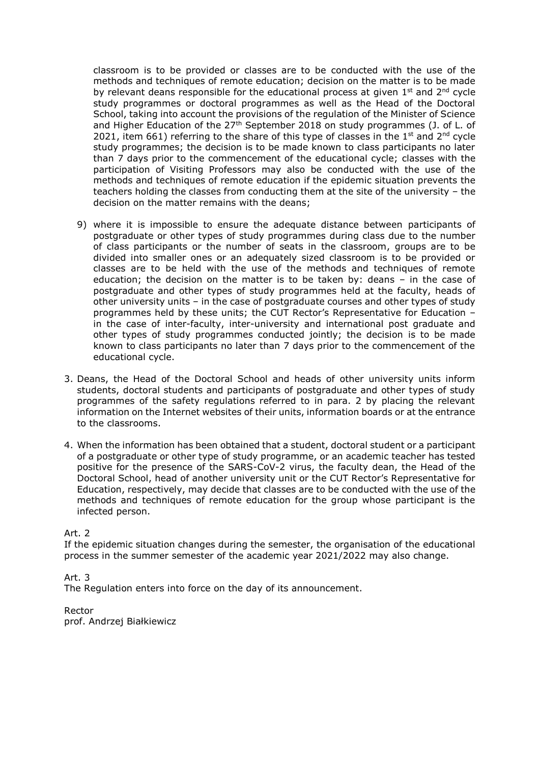classroom is to be provided or classes are to be conducted with the use of the methods and techniques of remote education; decision on the matter is to be made by relevant deans responsible for the educational process at given 1st and 2nd cycle study programmes or doctoral programmes as well as the Head of the Doctoral School, taking into account the provisions of the regulation of the Minister of Science and Higher Education of the 27th September 2018 on study programmes (J. of L. of 2021, item 661) referring to the share of this type of classes in the 1st and 2nd cycle study programmes; the decision is to be made known to class participants no later than 7 days prior to the commencement of the educational cycle; classes with the participation of Visiting Professors may also be conducted with the use of the methods and techniques of remote education if the epidemic situation prevents the teachers holding the classes from conducting them at the site of the university – the decision on the matter remains with the deans;

9) where it is impossible to ensure the adequate distance between participants of postgraduate or other types of study programmes during class due to the number of class participants or the number of seats in the classroom, groups are to be divided into smaller ones or an adequately sized classroom is to be provided or classes are to be held with the use of the methods and techniques of remote education; the decision on the matter is to be taken by: deans – in the case of postgraduate and other types of study programmes held at the faculty, heads of other university units – in the case of postgraduate courses and other types of study programmes held by these units; the CUT Rector's Representative for Education – in the case of inter-faculty, inter-university and international post graduate and other types of study programmes conducted jointly; the decision is to be made known to class participants no later than 7 days prior to the commencement of the educational cycle.

3. Deans, the Head of the Doctoral School and heads of other university units inform students, doctoral students and participants of postgraduate and other types of study programmes of the safety regulations referred to in para. 2 by placing the relevant information on the Internet websites of their units, information boards or at the entrance to the classrooms.

4. When the information has been obtained that a student, doctoral student or a participant of a postgraduate or other type of study programme, or an academic teacher has tested positive for the presence of the SARS-CoV-2 virus, the faculty dean, the Head of the Doctoral School, head of another university unit or the CUT Rector's Representative for Education, respectively, may decide that classes are to be conducted with the use of the methods and techniques of remote education for the group whose participant is the infected person.

Art. 2

If the epidemic situation changes during the semester, the organisation of the educational process in the summer semester of the academic year 2021/2022 may also change.

Art. 3

The Regulation enters into force on the day of its announcement.

Rector
prof. Andrzej Białkiewicz